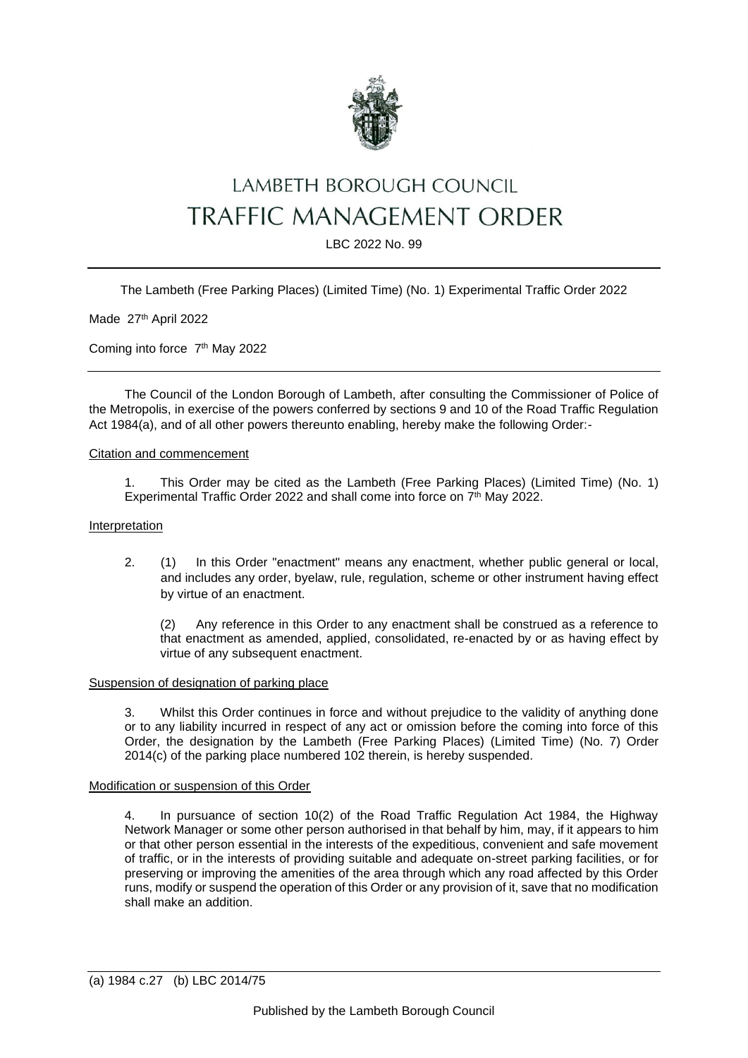# LAMBETH BOROUGH COUNCIL
# TRAFFIC MANAGEMENT ORDER

LBC 2022 No. 99

---

The Lambeth (Free Parking Places) (Limited Time) (No. 1) Experimental Traffic Order 2022

Made 27th April 2022

Coming into force 7th May 2022

---

The Council of the London Borough of Lambeth, after consulting the Commissioner of Police of the Metropolis, in exercise of the powers conferred by sections 9 and 10 of the Road Traffic Regulation Act 1984(a), and of all other powers thereunto enabling, hereby make the following Order:-

Citation and commencement

1. This Order may be cited as the Lambeth (Free Parking Places) (Limited Time) (No. 1) Experimental Traffic Order 2022 and shall come into force on 7th May 2022.

Interpretation

2. (1) In this Order "enactment" means any enactment, whether public general or local, and includes any order, byelaw, rule, regulation, scheme or other instrument having effect by virtue of an enactment.

   (2) Any reference in this Order to any enactment shall be construed as a reference to that enactment as amended, applied, consolidated, re-enacted by or as having effect by virtue of any subsequent enactment.

Suspension of designation of parking place

3. Whilst this Order continues in force and without prejudice to the validity of anything done or to any liability incurred in respect of any act or omission before the coming into force of this Order, the designation by the Lambeth (Free Parking Places) (Limited Time) (No. 7) Order 2014(c) of the parking place numbered 102 therein, is hereby suspended.

Modification or suspension of this Order

4. In pursuance of section 10(2) of the Road Traffic Regulation Act 1984, the Highway Network Manager or some other person authorised in that behalf by him, may, if it appears to him or that other person essential in the interests of the expeditious, convenient and safe movement of traffic, or in the interests of providing suitable and adequate on-street parking facilities, or for preserving or improving the amenities of the area through which any road affected by this Order runs, modify or suspend the operation of this Order or any provision of it, save that no modification shall make an addition.

---

(a) 1984 c.27 (b) LBC 2014/75

Published by the Lambeth Borough Council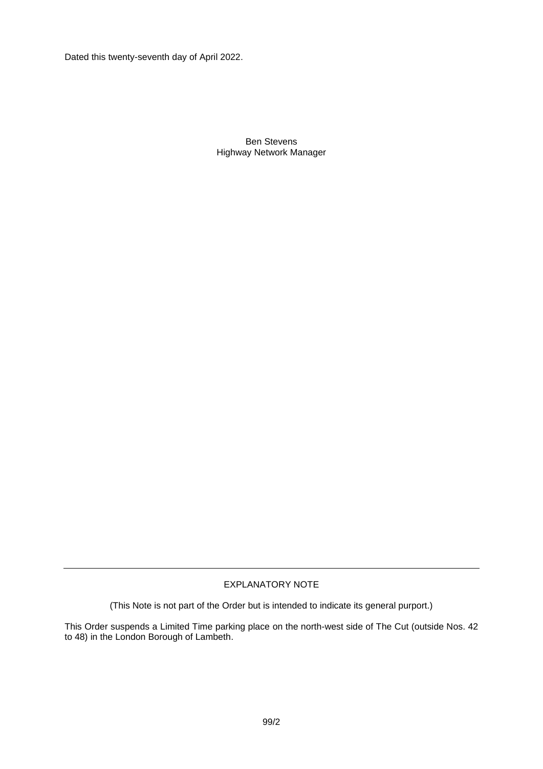Dated this twenty-seventh day of April 2022.

Ben Stevens
Highway Network Manager

---

EXPLANATORY NOTE

(This Note is not part of the Order but is intended to indicate its general purport.)

This Order suspends a Limited Time parking place on the north-west side of The Cut (outside Nos. 42 to 48) in the London Borough of Lambeth.

99/2